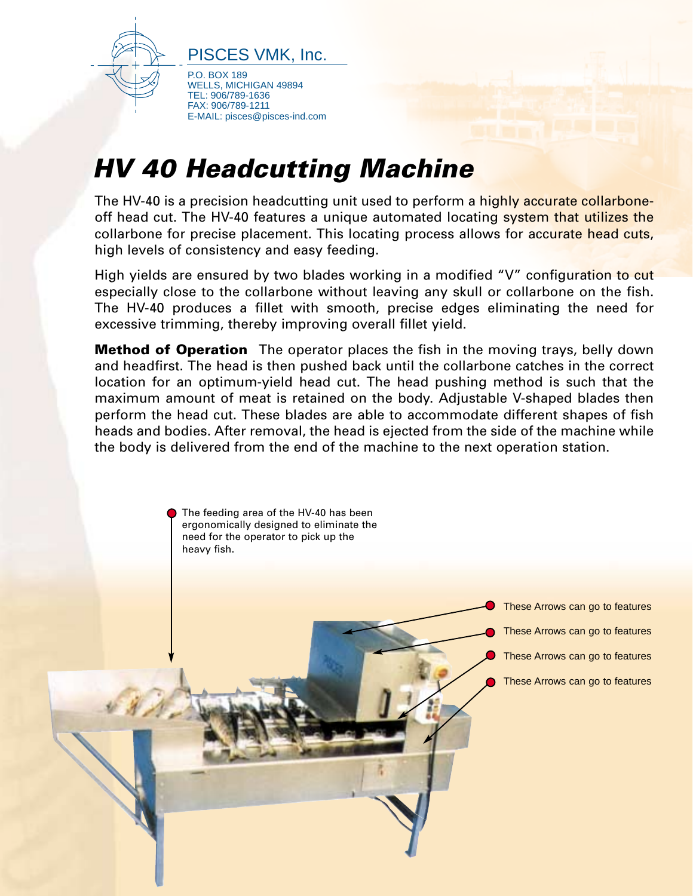PISCES VMK, Inc.

P.O. BOX 189
WELLS, MICHIGAN 49894
TEL: 906/789-1636
FAX: 906/789-1211
E-MAIL: pisces@pisces-ind.com

# *HV 40 Headcutting Machine*

The HV-40 is a precision headcutting unit used to perform a highly accurate collarbone-off head cut. The HV-40 features a unique automated locating system that utilizes the collarbone for precise placement. This locating process allows for accurate head cuts, high levels of consistency and easy feeding.

High yields are ensured by two blades working in a modified "V" configuration to cut especially close to the collarbone without leaving any skull or collarbone on the fish. The HV-40 produces a fillet with smooth, precise edges eliminating the need for excessive trimming, thereby improving overall fillet yield.

**Method of Operation** The operator places the fish in the moving trays, belly down and headfirst. The head is then pushed back until the collarbone catches in the correct location for an optimum-yield head cut. The head pushing method is such that the maximum amount of meat is retained on the body. Adjustable V-shaped blades then perform the head cut. These blades are able to accommodate different shapes of fish heads and bodies. After removal, the head is ejected from the side of the machine while the body is delivered from the end of the machine to the next operation station.

The feeding area of the HV-40 has been ergonomically designed to eliminate the need for the operator to pick up the heavy fish.

These Arrows can go to features

These Arrows can go to features

These Arrows can go to features

These Arrows can go to features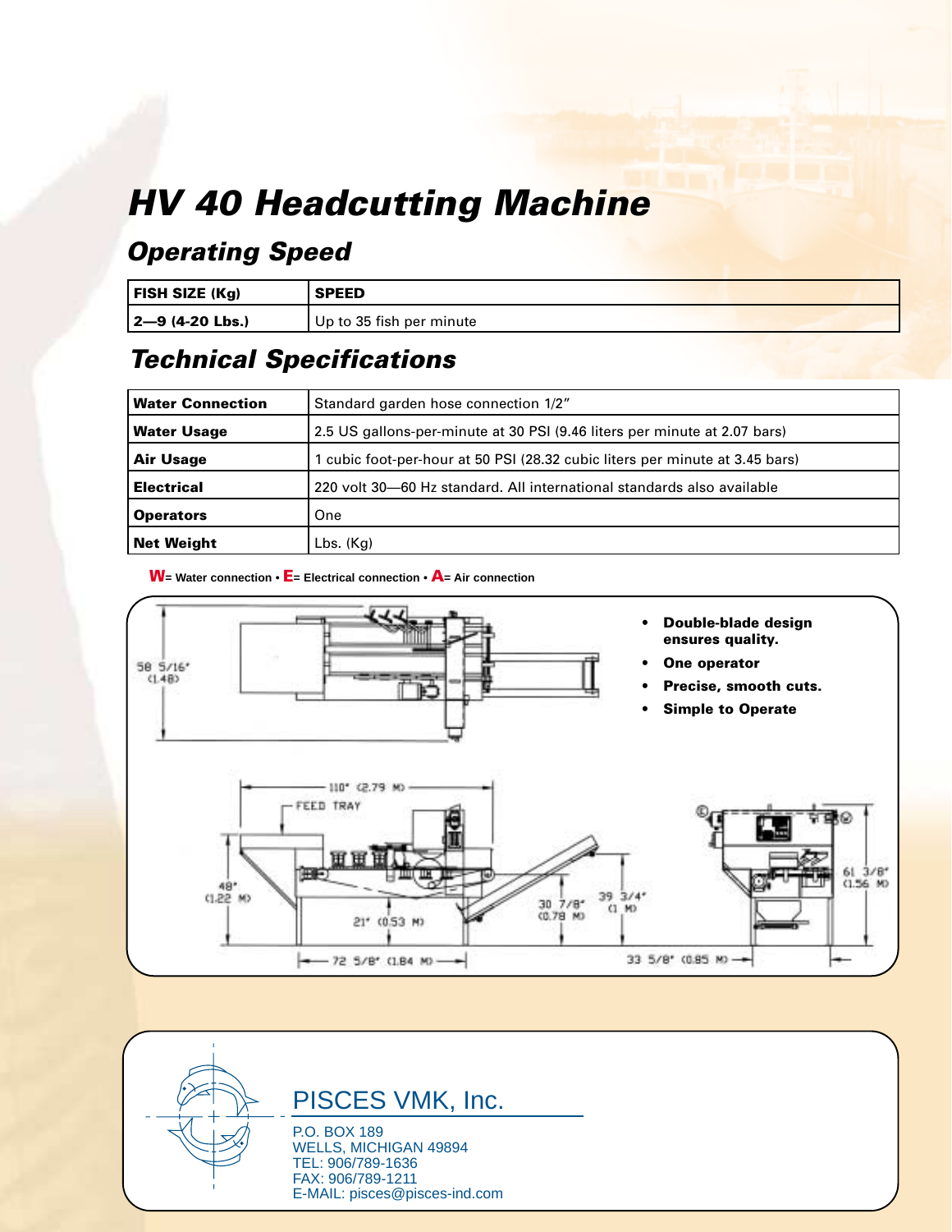# HV 40 Headcutting Machine

## Operating Speed

| FISH SIZE (Kg) | SPEED |
|---|---|
| 2—9 (4-20 Lbs.) | Up to 35 fish per minute |

## Technical Specifications

| | |
|---|---|
| **Water Connection** | Standard garden hose connection 1/2″ |
| **Water Usage** | 2.5 US gallons-per-minute at 30 PSI (9.46 liters per minute at 2.07 bars) |
| **Air Usage** | 1 cubic foot-per-hour at 50 PSI (28.32 cubic liters per minute at 3.45 bars) |
| **Electrical** | 220 volt 30—60 Hz standard. All international standards also available |
| **Operators** | One |
| **Net Weight** | Lbs. (Kg) |

**W= Water connection • E= Electrical connection • A= Air connection**

58 5/16" (1.48)

110" (2.79 M)

FEED TRAY

48" (1.22 M)

21" (0.53 M)

30 7/8" (0.78 M)

39 3/4" (1 M)

61 3/8" (1.56 M)

72 5/8" (1.84 M)

33 5/8" (0.85 M)

- **Double-blade design ensures quality.**
- **One operator**
- **Precise, smooth cuts.**
- **Simple to Operate**

PISCES VMK, Inc.

P.O. BOX 189
WELLS, MICHIGAN 49894
TEL: 906/789-1636
FAX: 906/789-1211
E-MAIL: pisces@pisces-ind.com